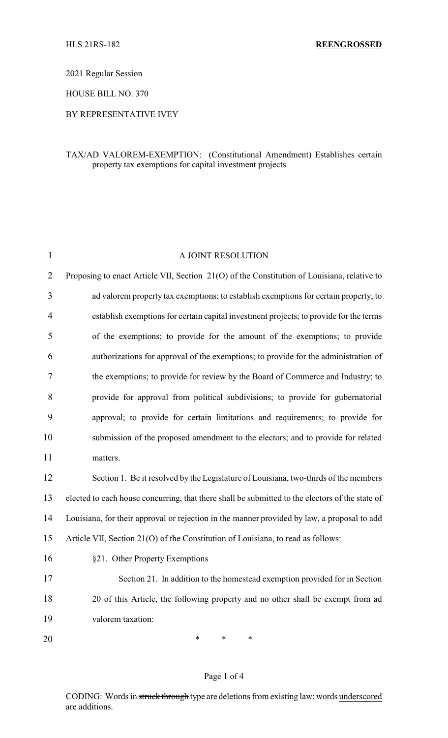HLS 21RS-182 **REENGROSSED**

2021 Regular Session

HOUSE BILL NO. 370

BY REPRESENTATIVE IVEY

TAX/AD VALOREM-EXEMPTION: (Constitutional Amendment) Establishes certain property tax exemptions for capital investment projects

A JOINT RESOLUTION

Proposing to enact Article VII, Section 21(O) of the Constitution of Louisiana, relative to ad valorem property tax exemptions; to establish exemptions for certain property; to establish exemptions for certain capital investment projects; to provide for the terms of the exemptions; to provide for the amount of the exemptions; to provide authorizations for approval of the exemptions; to provide for the administration of the exemptions; to provide for review by the Board of Commerce and Industry; to provide for approval from political subdivisions; to provide for gubernatorial approval; to provide for certain limitations and requirements; to provide for submission of the proposed amendment to the electors; and to provide for related matters.

Section 1. Be it resolved by the Legislature of Louisiana, two-thirds of the members elected to each house concurring, that there shall be submitted to the electors of the state of Louisiana, for their approval or rejection in the manner provided by law, a proposal to add Article VII, Section 21(O) of the Constitution of Louisiana, to read as follows:

§21. Other Property Exemptions

Section 21. In addition to the homestead exemption provided for in Section 20 of this Article, the following property and no other shall be exempt from ad valorem taxation:

\* \* \*

CODING: Words in ~~struck through~~ type are deletions from existing law; words underscored are additions.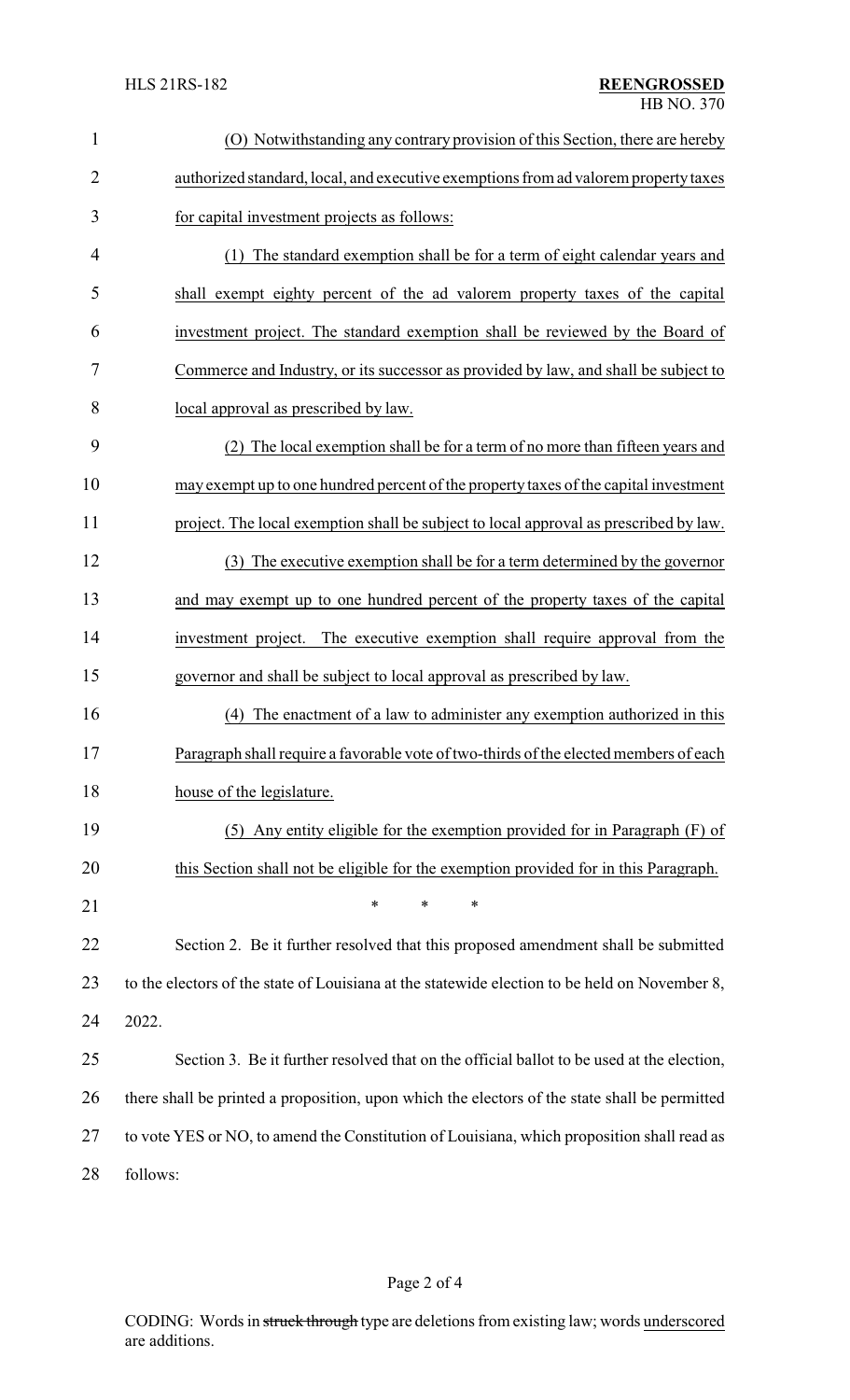(O) Notwithstanding any contrary provision of this Section, there are hereby authorized standard, local, and executive exemptions from ad valorem property taxes for capital investment projects as follows:

(1) The standard exemption shall be for a term of eight calendar years and shall exempt eighty percent of the ad valorem property taxes of the capital investment project. The standard exemption shall be reviewed by the Board of Commerce and Industry, or its successor as provided by law, and shall be subject to local approval as prescribed by law.

(2) The local exemption shall be for a term of no more than fifteen years and may exempt up to one hundred percent of the property taxes of the capital investment project. The local exemption shall be subject to local approval as prescribed by law.

(3) The executive exemption shall be for a term determined by the governor and may exempt up to one hundred percent of the property taxes of the capital investment project. The executive exemption shall require approval from the governor and shall be subject to local approval as prescribed by law.

(4) The enactment of a law to administer any exemption authorized in this Paragraph shall require a favorable vote of two-thirds of the elected members of each house of the legislature.

(5) Any entity eligible for the exemption provided for in Paragraph (F) of this Section shall not be eligible for the exemption provided for in this Paragraph.

\* \* \*

Section 2. Be it further resolved that this proposed amendment shall be submitted to the electors of the state of Louisiana at the statewide election to be held on November 8, 2022.

Section 3. Be it further resolved that on the official ballot to be used at the election, there shall be printed a proposition, upon which the electors of the state shall be permitted to vote YES or NO, to amend the Constitution of Louisiana, which proposition shall read as follows: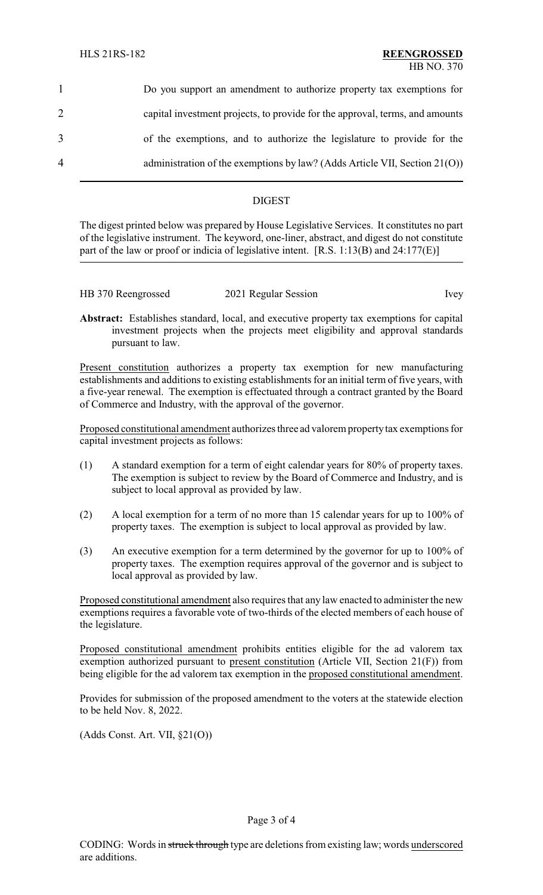Do you support an amendment to authorize property tax exemptions for capital investment projects, to provide for the approval, terms, and amounts of the exemptions, and to authorize the legislature to provide for the administration of the exemptions by law? (Adds Article VII, Section 21(O))

## DIGEST

The digest printed below was prepared by House Legislative Services. It constitutes no part of the legislative instrument. The keyword, one-liner, abstract, and digest do not constitute part of the law or proof or indicia of legislative intent. [R.S. 1:13(B) and 24:177(E)]

HB 370 Reengrossed    2021 Regular Session    Ivey

**Abstract:** Establishes standard, local, and executive property tax exemptions for capital investment projects when the projects meet eligibility and approval standards pursuant to law.

Present constitution authorizes a property tax exemption for new manufacturing establishments and additions to existing establishments for an initial term of five years, with a five-year renewal. The exemption is effectuated through a contract granted by the Board of Commerce and Industry, with the approval of the governor.

Proposed constitutional amendment authorizes three ad valorem property tax exemptions for capital investment projects as follows:

(1) A standard exemption for a term of eight calendar years for 80% of property taxes. The exemption is subject to review by the Board of Commerce and Industry, and is subject to local approval as provided by law.

(2) A local exemption for a term of no more than 15 calendar years for up to 100% of property taxes. The exemption is subject to local approval as provided by law.

(3) An executive exemption for a term determined by the governor for up to 100% of property taxes. The exemption requires approval of the governor and is subject to local approval as provided by law.

Proposed constitutional amendment also requires that any law enacted to administer the new exemptions requires a favorable vote of two-thirds of the elected members of each house of the legislature.

Proposed constitutional amendment prohibits entities eligible for the ad valorem tax exemption authorized pursuant to present constitution (Article VII, Section 21(F)) from being eligible for the ad valorem tax exemption in the proposed constitutional amendment.

Provides for submission of the proposed amendment to the voters at the statewide election to be held Nov. 8, 2022.

(Adds Const. Art. VII, §21(O))

CODING: Words in struck through type are deletions from existing law; words underscored are additions.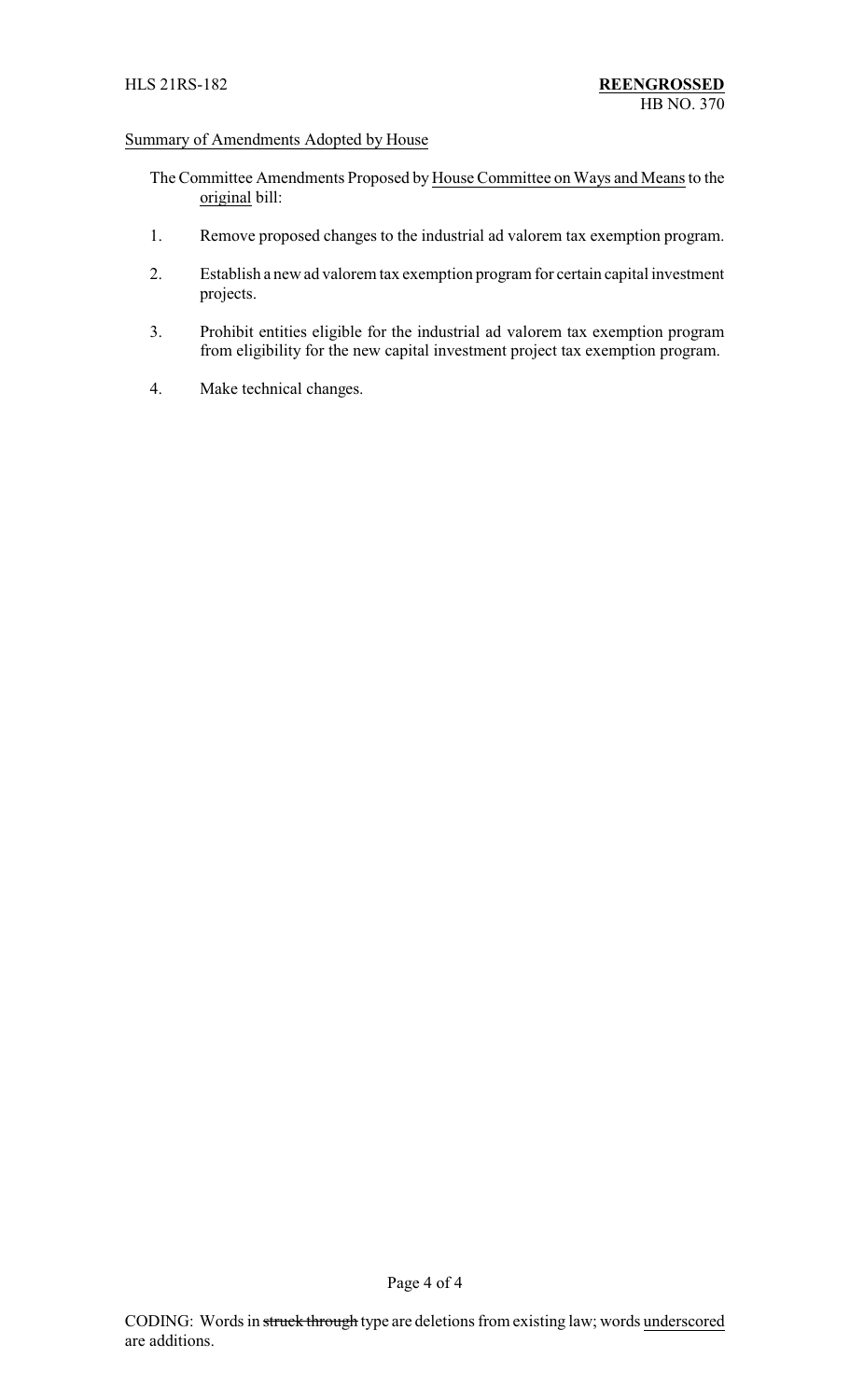Summary of Amendments Adopted by House

The Committee Amendments Proposed by House Committee on Ways and Means to the original bill:

1. Remove proposed changes to the industrial ad valorem tax exemption program.

2. Establish a new ad valorem tax exemption program for certain capital investment projects.

3. Prohibit entities eligible for the industrial ad valorem tax exemption program from eligibility for the new capital investment project tax exemption program.

4. Make technical changes.

CODING: Words in ~~struck through~~ type are deletions from existing law; words underscored are additions.